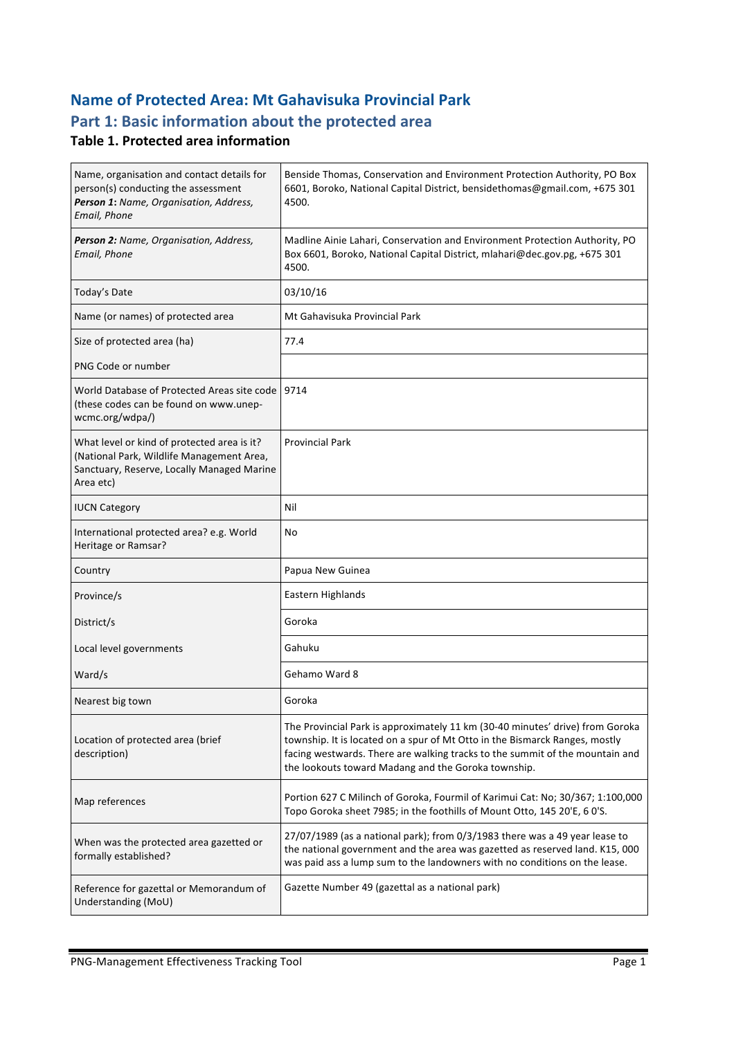## Name of Protected Area: Mt Gahavisuka Provincial Park

## Part 1: Basic information about the protected area

### Table 1. Protected area information

| | |
|---|---|
| Name, organisation and contact details for person(s) conducting the assessment<br>***Person 1:*** *Name, Organisation, Address, Email, Phone* | Benside Thomas, Conservation and Environment Protection Authority, PO Box 6601, Boroko, National Capital District, bensidethomas@gmail.com, +675 301 4500. |
| ***Person 2:*** *Name, Organisation, Address, Email, Phone* | Madline Ainie Lahari, Conservation and Environment Protection Authority, PO Box 6601, Boroko, National Capital District, mlahari@dec.gov.pg, +675 301 4500. |
| Today's Date | 03/10/16 |
| Name (or names) of protected area | Mt Gahavisuka Provincial Park |
| Size of protected area (ha) | 77.4 |
| PNG Code or number | |
| World Database of Protected Areas site code (these codes can be found on www.unep-wcmc.org/wdpa/) | 9714 |
| What level or kind of protected area is it? (National Park, Wildlife Management Area, Sanctuary, Reserve, Locally Managed Marine Area etc) | Provincial Park |
| IUCN Category | Nil |
| International protected area? e.g. World Heritage or Ramsar? | No |
| Country | Papua New Guinea |
| Province/s | Eastern Highlands |
| District/s | Goroka |
| Local level governments | Gahuku |
| Ward/s | Gehamo Ward 8 |
| Nearest big town | Goroka |
| Location of protected area (brief description) | The Provincial Park is approximately 11 km (30-40 minutes' drive) from Goroka township. It is located on a spur of Mt Otto in the Bismarck Ranges, mostly facing westwards. There are walking tracks to the summit of the mountain and the lookouts toward Madang and the Goroka township. |
| Map references | Portion 627 C Milinch of Goroka, Fourmil of Karimui Cat: No; 30/367; 1:100,000 Topo Goroka sheet 7985; in the foothills of Mount Otto, 145 20'E, 6 0'S. |
| When was the protected area gazetted or formally established? | 27/07/1989 (as a national park); from 0/3/1983 there was a 49 year lease to the national government and the area was gazetted as reserved land. K15, 000 was paid ass a lump sum to the landowners with no conditions on the lease. |
| Reference for gazettal or Memorandum of Understanding (MoU) | Gazette Number 49 (gazettal as a national park) |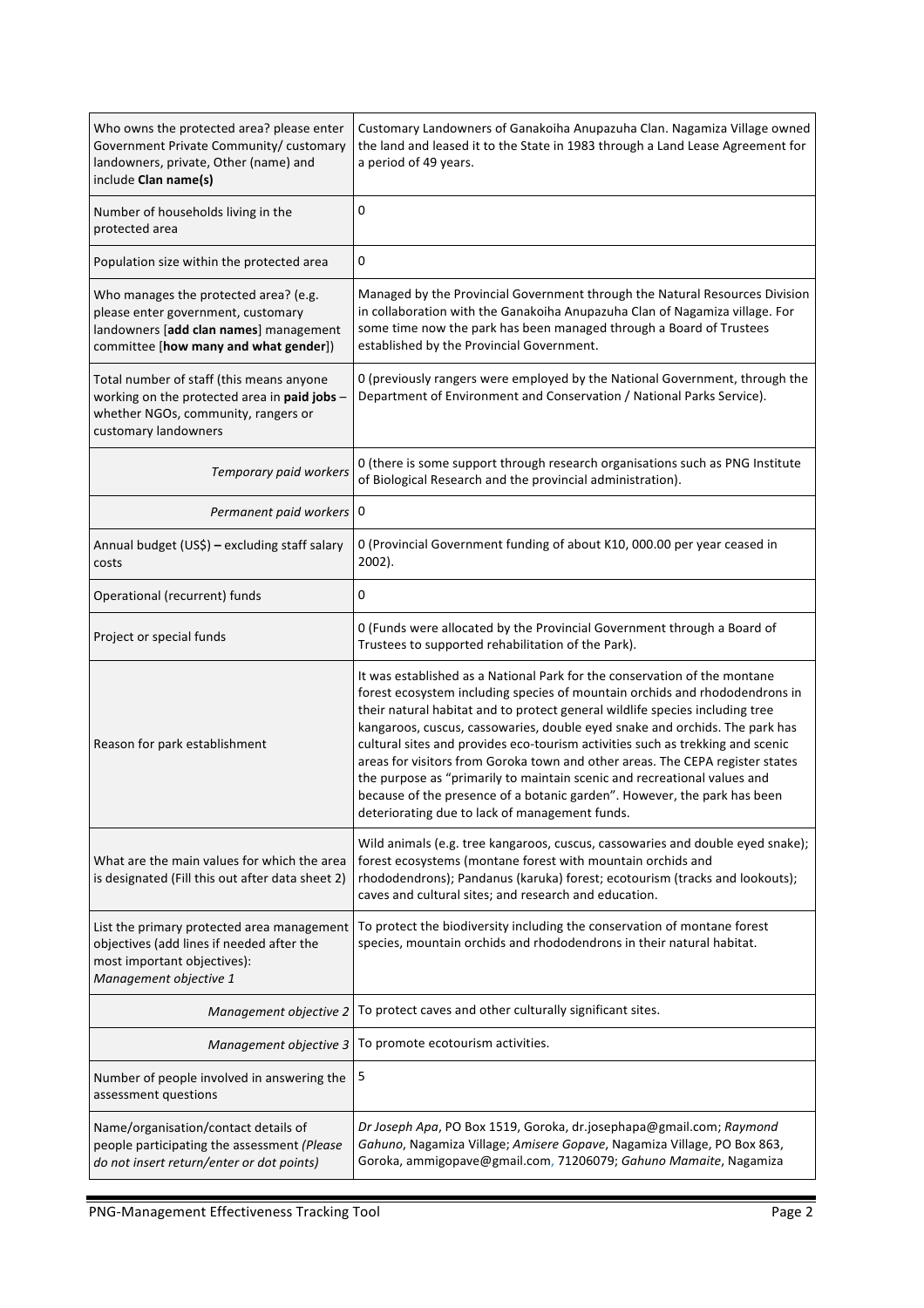| Who owns the protected area? please enter Government Private Community/ customary landowners, private, Other (name) and include **Clan name(s)** | Customary Landowners of Ganakoiha Anupazuha Clan. Nagamiza Village owned the land and leased it to the State in 1983 through a Land Lease Agreement for a period of 49 years. |
|---|---|
| Number of households living in the protected area | 0 |
| Population size within the protected area | 0 |
| Who manages the protected area? (e.g. please enter government, customary landowners [**add clan names**] management committee [**how many and what gender**]) | Managed by the Provincial Government through the Natural Resources Division in collaboration with the Ganakoiha Anupazuha Clan of Nagamiza village. For some time now the park has been managed through a Board of Trustees established by the Provincial Government. |
| Total number of staff (this means anyone working on the protected area in **paid jobs** – whether NGOs, community, rangers or customary landowners | 0 (previously rangers were employed by the National Government, through the Department of Environment and Conservation / National Parks Service). |
| *Temporary paid workers* | 0 (there is some support through research organisations such as PNG Institute of Biological Research and the provincial administration). |
| *Permanent paid workers* | 0 |
| Annual budget (US$) **–** excluding staff salary costs | 0 (Provincial Government funding of about K10, 000.00 per year ceased in 2002). |
| Operational (recurrent) funds | 0 |
| Project or special funds | 0 (Funds were allocated by the Provincial Government through a Board of Trustees to supported rehabilitation of the Park). |
| Reason for park establishment | It was established as a National Park for the conservation of the montane forest ecosystem including species of mountain orchids and rhododendrons in their natural habitat and to protect general wildlife species including tree kangaroos, cuscus, cassowaries, double eyed snake and orchids. The park has cultural sites and provides eco-tourism activities such as trekking and scenic areas for visitors from Goroka town and other areas. The CEPA register states the purpose as "primarily to maintain scenic and recreational values and because of the presence of a botanic garden". However, the park has been deteriorating due to lack of management funds. |
| What are the main values for which the area is designated (Fill this out after data sheet 2) | Wild animals (e.g. tree kangaroos, cuscus, cassowaries and double eyed snake); forest ecosystems (montane forest with mountain orchids and rhododendrons); Pandanus (karuka) forest; ecotourism (tracks and lookouts); caves and cultural sites; and research and education. |
| List the primary protected area management objectives (add lines if needed after the most important objectives): *Management objective 1* | To protect the biodiversity including the conservation of montane forest species, mountain orchids and rhododendrons in their natural habitat. |
| *Management objective 2* | To protect caves and other culturally significant sites. |
| *Management objective 3* | To promote ecotourism activities. |
| Number of people involved in answering the assessment questions | 5 |
| Name/organisation/contact details of people participating the assessment *(Please do not insert return/enter or dot points)* | *Dr Joseph Apa*, PO Box 1519, Goroka, dr.josephapa@gmail.com; *Raymond Gahuno*, Nagamiza Village; *Amisere Gopave*, Nagamiza Village, PO Box 863, Goroka, ammigopave@gmail.com, 71206079; *Gahuno Mamaite*, Nagamiza |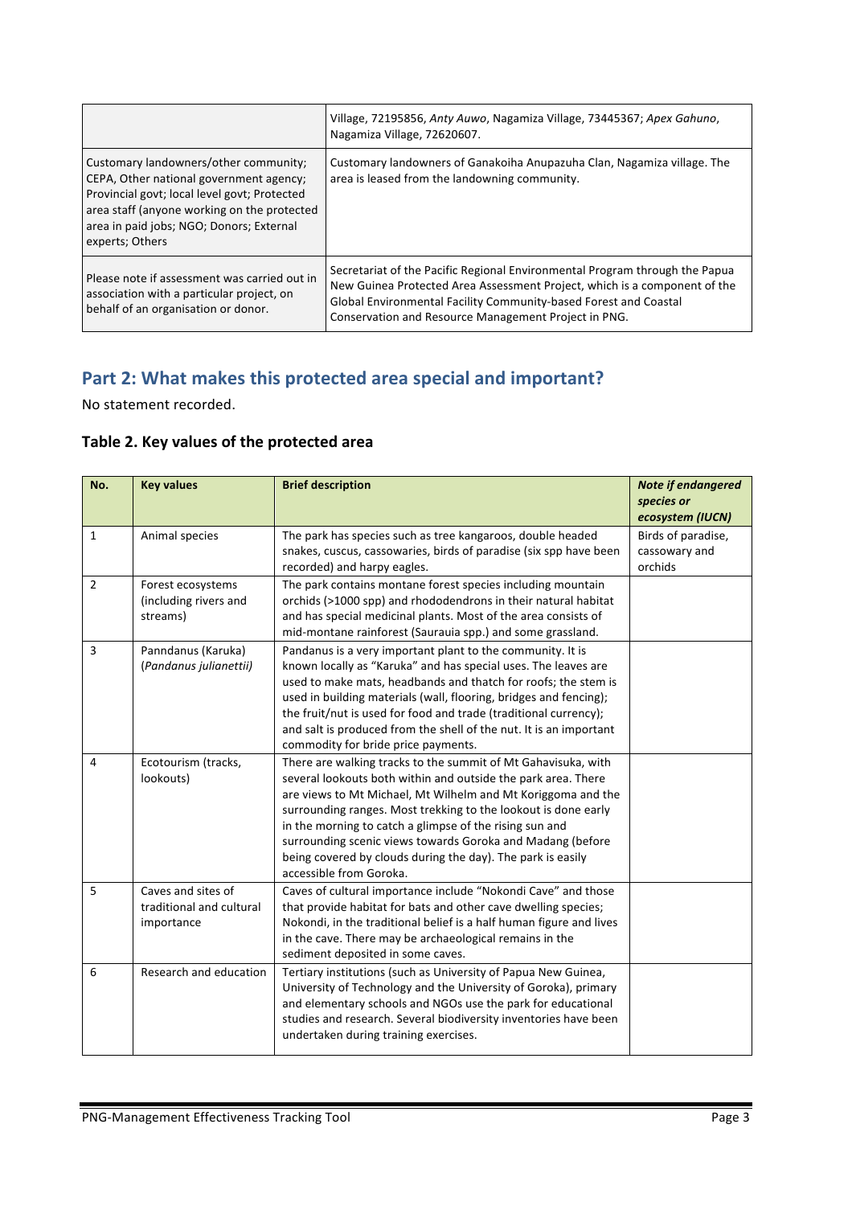| | |
|---|---|
| | Village, 72195856, *Anty Auwo*, Nagamiza Village, 73445367; *Apex Gahuno*, Nagamiza Village, 72620607. |
| Customary landowners/other community; CEPA, Other national government agency; Provincial govt; local level govt; Protected area staff (anyone working on the protected area in paid jobs; NGO; Donors; External experts; Others | Customary landowners of Ganakoiha Anupazuha Clan, Nagamiza village. The area is leased from the landowning community. |
| Please note if assessment was carried out in association with a particular project, on behalf of an organisation or donor. | Secretariat of the Pacific Regional Environmental Program through the Papua New Guinea Protected Area Assessment Project, which is a component of the Global Environmental Facility Community-based Forest and Coastal Conservation and Resource Management Project in PNG. |

## Part 2: What makes this protected area special and important?

No statement recorded.

### Table 2. Key values of the protected area

| No. | Key values | Brief description | *Note if endangered species or ecosystem (IUCN)* |
|---|---|---|---|
| 1 | Animal species | The park has species such as tree kangaroos, double headed snakes, cuscus, cassowaries, birds of paradise (six spp have been recorded) and harpy eagles. | Birds of paradise, cassowary and orchids |
| 2 | Forest ecosystems (including rivers and streams) | The park contains montane forest species including mountain orchids (>1000 spp) and rhododendrons in their natural habitat and has special medicinal plants. Most of the area consists of mid-montane rainforest (Saurauia spp.) and some grassland. | |
| 3 | Panndanus (Karuka) (*Pandanus julianettii*) | Pandanus is a very important plant to the community. It is known locally as "Karuka" and has special uses. The leaves are used to make mats, headbands and thatch for roofs; the stem is used in building materials (wall, flooring, bridges and fencing); the fruit/nut is used for food and trade (traditional currency); and salt is produced from the shell of the nut. It is an important commodity for bride price payments. | |
| 4 | Ecotourism (tracks, lookouts) | There are walking tracks to the summit of Mt Gahavisuka, with several lookouts both within and outside the park area. There are views to Mt Michael, Mt Wilhelm and Mt Koriggoma and the surrounding ranges. Most trekking to the lookout is done early in the morning to catch a glimpse of the rising sun and surrounding scenic views towards Goroka and Madang (before being covered by clouds during the day). The park is easily accessible from Goroka. | |
| 5 | Caves and sites of traditional and cultural importance | Caves of cultural importance include "Nokondi Cave" and those that provide habitat for bats and other cave dwelling species; Nokondi, in the traditional belief is a half human figure and lives in the cave. There may be archaeological remains in the sediment deposited in some caves. | |
| 6 | Research and education | Tertiary institutions (such as University of Papua New Guinea, University of Technology and the University of Goroka), primary and elementary schools and NGOs use the park for educational studies and research. Several biodiversity inventories have been undertaken during training exercises. | |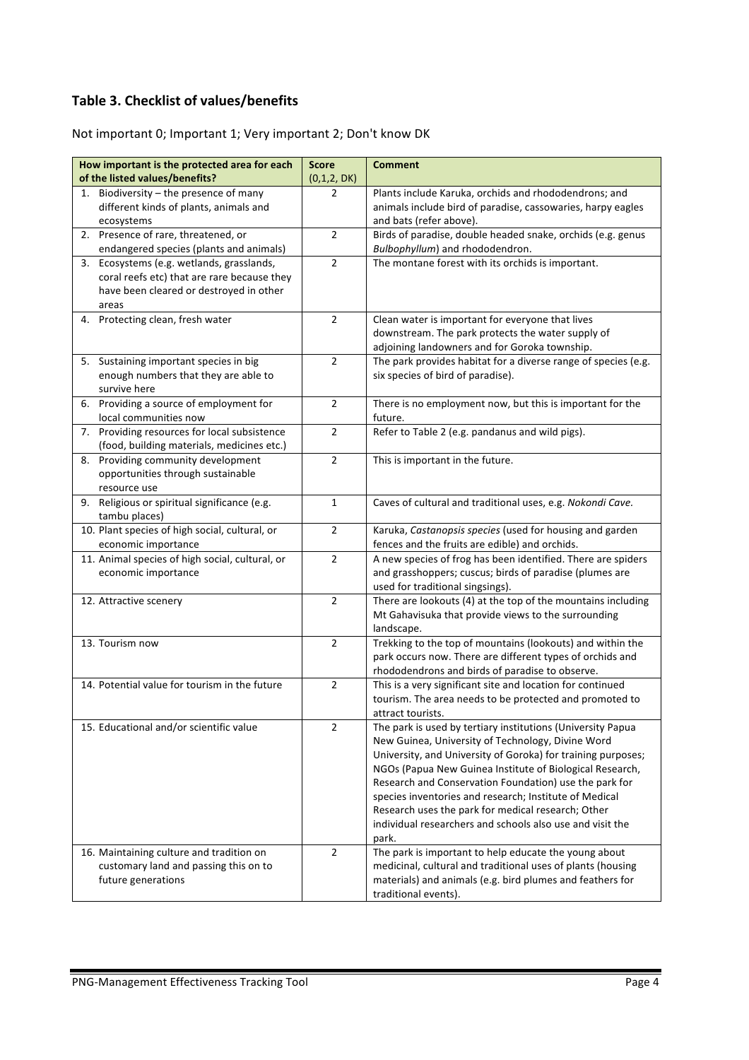## Table 3. Checklist of values/benefits

Not important 0; Important 1; Very important 2; Don't know DK

| How important is the protected area for each of the listed values/benefits? | Score (0,1,2, DK) | Comment |
|---|---|---|
| 1. Biodiversity – the presence of many different kinds of plants, animals and ecosystems | 2 | Plants include Karuka, orchids and rhododendrons; and animals include bird of paradise, cassowaries, harpy eagles and bats (refer above). |
| 2. Presence of rare, threatened, or endangered species (plants and animals) | 2 | Birds of paradise, double headed snake, orchids (e.g. genus *Bulbophyllum*) and rhododendron. |
| 3. Ecosystems (e.g. wetlands, grasslands, coral reefs etc) that are rare because they have been cleared or destroyed in other areas | 2 | The montane forest with its orchids is important. |
| 4. Protecting clean, fresh water | 2 | Clean water is important for everyone that lives downstream. The park protects the water supply of adjoining landowners and for Goroka township. |
| 5. Sustaining important species in big enough numbers that they are able to survive here | 2 | The park provides habitat for a diverse range of species (e.g. six species of bird of paradise). |
| 6. Providing a source of employment for local communities now | 2 | There is no employment now, but this is important for the future. |
| 7. Providing resources for local subsistence (food, building materials, medicines etc.) | 2 | Refer to Table 2 (e.g. pandanus and wild pigs). |
| 8. Providing community development opportunities through sustainable resource use | 2 | This is important in the future. |
| 9. Religious or spiritual significance (e.g. tambu places) | 1 | Caves of cultural and traditional uses, e.g. *Nokondi Cave.* |
| 10. Plant species of high social, cultural, or economic importance | 2 | Karuka, *Castanopsis species* (used for housing and garden fences and the fruits are edible) and orchids. |
| 11. Animal species of high social, cultural, or economic importance | 2 | A new species of frog has been identified. There are spiders and grasshoppers; cuscus; birds of paradise (plumes are used for traditional singsings). |
| 12. Attractive scenery | 2 | There are lookouts (4) at the top of the mountains including Mt Gahavisuka that provide views to the surrounding landscape. |
| 13. Tourism now | 2 | Trekking to the top of mountains (lookouts) and within the park occurs now. There are different types of orchids and rhododendrons and birds of paradise to observe. |
| 14. Potential value for tourism in the future | 2 | This is a very significant site and location for continued tourism. The area needs to be protected and promoted to attract tourists. |
| 15. Educational and/or scientific value | 2 | The park is used by tertiary institutions (University Papua New Guinea, University of Technology, Divine Word University, and University of Goroka) for training purposes; NGOs (Papua New Guinea Institute of Biological Research, Research and Conservation Foundation) use the park for species inventories and research; Institute of Medical Research uses the park for medical research; Other individual researchers and schools also use and visit the park. |
| 16. Maintaining culture and tradition on customary land and passing this on to future generations | 2 | The park is important to help educate the young about medicinal, cultural and traditional uses of plants (housing materials) and animals (e.g. bird plumes and feathers for traditional events). |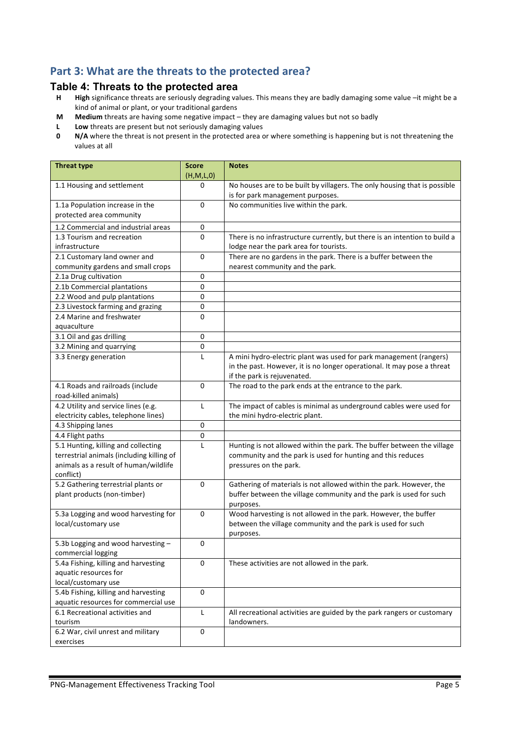## Part 3: What are the threats to the protected area?

### Table 4: Threats to the protected area

- **H** **High** significance threats are seriously degrading values. This means they are badly damaging some value –it might be a kind of animal or plant, or your traditional gardens
- **M** **Medium** threats are having some negative impact – they are damaging values but not so badly
- **L** **Low** threats are present but not seriously damaging values
- **0** **N/A** where the threat is not present in the protected area or where something is happening but is not threatening the values at all

| Threat type | Score (H,M,L,0) | Notes |
|---|---|---|
| 1.1 Housing and settlement | 0 | No houses are to be built by villagers. The only housing that is possible is for park management purposes. |
| 1.1a Population increase in the protected area community | 0 | No communities live within the park. |
| 1.2 Commercial and industrial areas | 0 | |
| 1.3 Tourism and recreation infrastructure | 0 | There is no infrastructure currently, but there is an intention to build a lodge near the park area for tourists. |
| 2.1 Customary land owner and community gardens and small crops | 0 | There are no gardens in the park. There is a buffer between the nearest community and the park. |
| 2.1a Drug cultivation | 0 | |
| 2.1b Commercial plantations | 0 | |
| 2.2 Wood and pulp plantations | 0 | |
| 2.3 Livestock farming and grazing | 0 | |
| 2.4 Marine and freshwater aquaculture | 0 | |
| 3.1 Oil and gas drilling | 0 | |
| 3.2 Mining and quarrying | 0 | |
| 3.3 Energy generation | L | A mini hydro-electric plant was used for park management (rangers) in the past. However, it is no longer operational. It may pose a threat if the park is rejuvenated. |
| 4.1 Roads and railroads (include road-killed animals) | 0 | The road to the park ends at the entrance to the park. |
| 4.2 Utility and service lines (e.g. electricity cables, telephone lines) | L | The impact of cables is minimal as underground cables were used for the mini hydro-electric plant. |
| 4.3 Shipping lanes | 0 | |
| 4.4 Flight paths | 0 | |
| 5.1 Hunting, killing and collecting terrestrial animals (including killing of animals as a result of human/wildlife conflict) | L | Hunting is not allowed within the park. The buffer between the village community and the park is used for hunting and this reduces pressures on the park. |
| 5.2 Gathering terrestrial plants or plant products (non-timber) | 0 | Gathering of materials is not allowed within the park. However, the buffer between the village community and the park is used for such purposes. |
| 5.3a Logging and wood harvesting for local/customary use | 0 | Wood harvesting is not allowed in the park. However, the buffer between the village community and the park is used for such purposes. |
| 5.3b Logging and wood harvesting – commercial logging | 0 | |
| 5.4a Fishing, killing and harvesting aquatic resources for local/customary use | 0 | These activities are not allowed in the park. |
| 5.4b Fishing, killing and harvesting aquatic resources for commercial use | 0 | |
| 6.1 Recreational activities and tourism | L | All recreational activities are guided by the park rangers or customary landowners. |
| 6.2 War, civil unrest and military exercises | 0 | |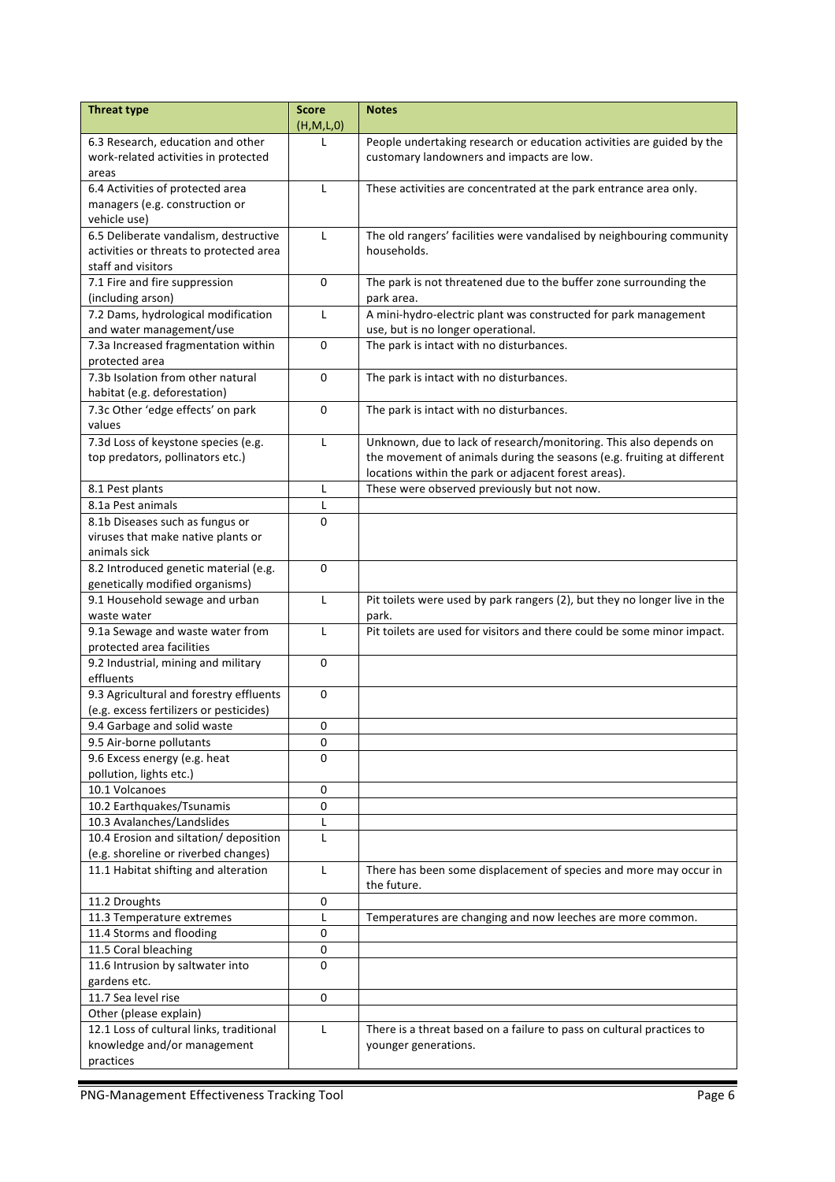| Threat type | Score (H,M,L,0) | Notes |
|---|---|---|
| 6.3 Research, education and other work-related activities in protected areas | L | People undertaking research or education activities are guided by the customary landowners and impacts are low. |
| 6.4 Activities of protected area managers (e.g. construction or vehicle use) | L | These activities are concentrated at the park entrance area only. |
| 6.5 Deliberate vandalism, destructive activities or threats to protected area staff and visitors | L | The old rangers' facilities were vandalised by neighbouring community households. |
| 7.1 Fire and fire suppression (including arson) | 0 | The park is not threatened due to the buffer zone surrounding the park area. |
| 7.2 Dams, hydrological modification and water management/use | L | A mini-hydro-electric plant was constructed for park management use, but is no longer operational. |
| 7.3a Increased fragmentation within protected area | 0 | The park is intact with no disturbances. |
| 7.3b Isolation from other natural habitat (e.g. deforestation) | 0 | The park is intact with no disturbances. |
| 7.3c Other 'edge effects' on park values | 0 | The park is intact with no disturbances. |
| 7.3d Loss of keystone species (e.g. top predators, pollinators etc.) | L | Unknown, due to lack of research/monitoring. This also depends on the movement of animals during the seasons (e.g. fruiting at different locations within the park or adjacent forest areas). |
| 8.1 Pest plants | L | These were observed previously but not now. |
| 8.1a Pest animals | L | |
| 8.1b Diseases such as fungus or viruses that make native plants or animals sick | 0 | |
| 8.2 Introduced genetic material (e.g. genetically modified organisms) | 0 | |
| 9.1 Household sewage and urban waste water | L | Pit toilets were used by park rangers (2), but they no longer live in the park. |
| 9.1a Sewage and waste water from protected area facilities | L | Pit toilets are used for visitors and there could be some minor impact. |
| 9.2 Industrial, mining and military effluents | 0 | |
| 9.3 Agricultural and forestry effluents (e.g. excess fertilizers or pesticides) | 0 | |
| 9.4 Garbage and solid waste | 0 | |
| 9.5 Air-borne pollutants | 0 | |
| 9.6 Excess energy (e.g. heat pollution, lights etc.) | 0 | |
| 10.1 Volcanoes | 0 | |
| 10.2 Earthquakes/Tsunamis | 0 | |
| 10.3 Avalanches/Landslides | L | |
| 10.4 Erosion and siltation/ deposition (e.g. shoreline or riverbed changes) | L | |
| 11.1 Habitat shifting and alteration | L | There has been some displacement of species and more may occur in the future. |
| 11.2 Droughts | 0 | |
| 11.3 Temperature extremes | L | Temperatures are changing and now leeches are more common. |
| 11.4 Storms and flooding | 0 | |
| 11.5 Coral bleaching | 0 | |
| 11.6 Intrusion by saltwater into gardens etc. | 0 | |
| 11.7 Sea level rise | 0 | |
| Other (please explain) | | |
| 12.1 Loss of cultural links, traditional knowledge and/or management practices | L | There is a threat based on a failure to pass on cultural practices to younger generations. |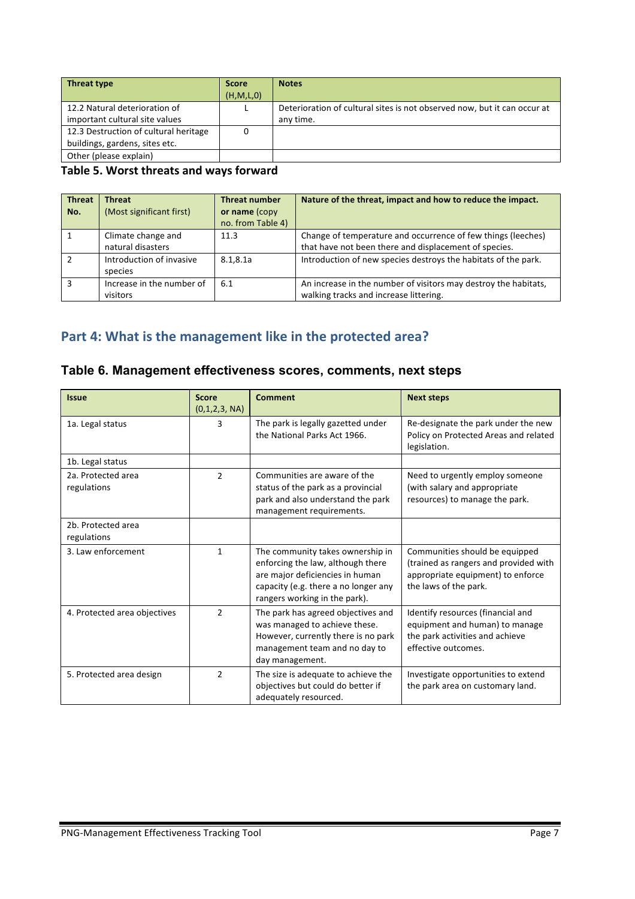| Threat type | Score (H,M,L,0) | Notes |
|---|---|---|
| 12.2 Natural deterioration of important cultural site values | L | Deterioration of cultural sites is not observed now, but it can occur at any time. |
| 12.3 Destruction of cultural heritage buildings, gardens, sites etc. | 0 | |
| Other (please explain) | | |

### Table 5. Worst threats and ways forward

| Threat No. | Threat (Most significant first) | Threat number or name (copy no. from Table 4) | Nature of the threat, impact and how to reduce the impact. |
|---|---|---|---|
| 1 | Climate change and natural disasters | 11.3 | Change of temperature and occurrence of few things (leeches) that have not been there and displacement of species. |
| 2 | Introduction of invasive species | 8.1,8.1a | Introduction of new species destroys the habitats of the park. |
| 3 | Increase in the number of visitors | 6.1 | An increase in the number of visitors may destroy the habitats, walking tracks and increase littering. |

## Part 4: What is the management like in the protected area?

### Table 6. Management effectiveness scores, comments, next steps

| Issue | Score (0,1,2,3, NA) | Comment | Next steps |
|---|---|---|---|
| 1a. Legal status | 3 | The park is legally gazetted under the National Parks Act 1966. | Re-designate the park under the new Policy on Protected Areas and related legislation. |
| 1b. Legal status | | | |
| 2a. Protected area regulations | 2 | Communities are aware of the status of the park as a provincial park and also understand the park management requirements. | Need to urgently employ someone (with salary and appropriate resources) to manage the park. |
| 2b. Protected area regulations | | | |
| 3. Law enforcement | 1 | The community takes ownership in enforcing the law, although there are major deficiencies in human capacity (e.g. there a no longer any rangers working in the park). | Communities should be equipped (trained as rangers and provided with appropriate equipment) to enforce the laws of the park. |
| 4. Protected area objectives | 2 | The park has agreed objectives and was managed to achieve these. However, currently there is no park management team and no day to day management. | Identify resources (financial and equipment and human) to manage the park activities and achieve effective outcomes. |
| 5. Protected area design | 2 | The size is adequate to achieve the objectives but could do better if adequately resourced. | Investigate opportunities to extend the park area on customary land. |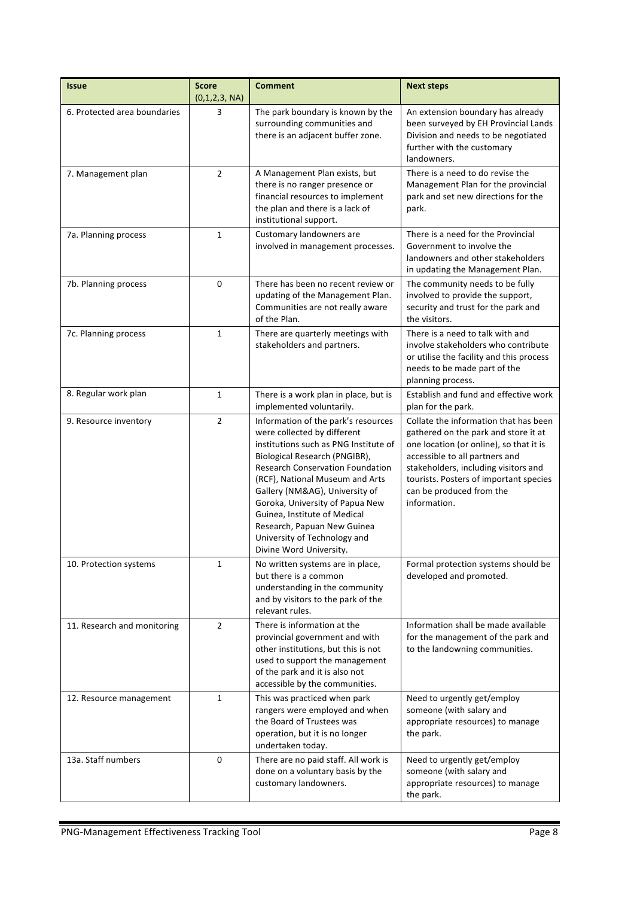| Issue | Score (0,1,2,3, NA) | Comment | Next steps |
|---|---|---|---|
| 6. Protected area boundaries | 3 | The park boundary is known by the surrounding communities and there is an adjacent buffer zone. | An extension boundary has already been surveyed by EH Provincial Lands Division and needs to be negotiated further with the customary landowners. |
| 7. Management plan | 2 | A Management Plan exists, but there is no ranger presence or financial resources to implement the plan and there is a lack of institutional support. | There is a need to do revise the Management Plan for the provincial park and set new directions for the park. |
| 7a. Planning process | 1 | Customary landowners are involved in management processes. | There is a need for the Provincial Government to involve the landowners and other stakeholders in updating the Management Plan. |
| 7b. Planning process | 0 | There has been no recent review or updating of the Management Plan. Communities are not really aware of the Plan. | The community needs to be fully involved to provide the support, security and trust for the park and the visitors. |
| 7c. Planning process | 1 | There are quarterly meetings with stakeholders and partners. | There is a need to talk with and involve stakeholders who contribute or utilise the facility and this process needs to be made part of the planning process. |
| 8. Regular work plan | 1 | There is a work plan in place, but is implemented voluntarily. | Establish and fund and effective work plan for the park. |
| 9. Resource inventory | 2 | Information of the park's resources were collected by different institutions such as PNG Institute of Biological Research (PNGIBR), Research Conservation Foundation (RCF), National Museum and Arts Gallery (NM&AG), University of Goroka, University of Papua New Guinea, Institute of Medical Research, Papuan New Guinea University of Technology and Divine Word University. | Collate the information that has been gathered on the park and store it at one location (or online), so that it is accessible to all partners and stakeholders, including visitors and tourists. Posters of important species can be produced from the information. |
| 10. Protection systems | 1 | No written systems are in place, but there is a common understanding in the community and by visitors to the park of the relevant rules. | Formal protection systems should be developed and promoted. |
| 11. Research and monitoring | 2 | There is information at the provincial government and with other institutions, but this is not used to support the management of the park and it is also not accessible by the communities. | Information shall be made available for the management of the park and to the landowning communities. |
| 12. Resource management | 1 | This was practiced when park rangers were employed and when the Board of Trustees was operation, but it is no longer undertaken today. | Need to urgently get/employ someone (with salary and appropriate resources) to manage the park. |
| 13a. Staff numbers | 0 | There are no paid staff. All work is done on a voluntary basis by the customary landowners. | Need to urgently get/employ someone (with salary and appropriate resources) to manage the park. |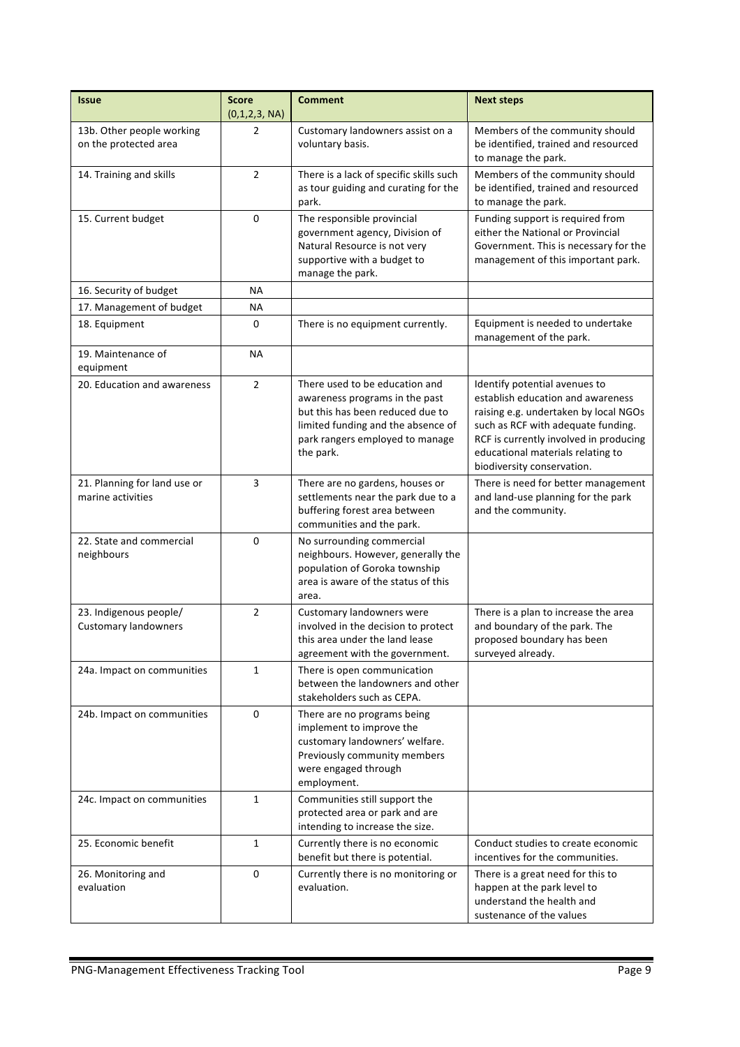| Issue | Score (0,1,2,3, NA) | Comment | Next steps |
|---|---|---|---|
| 13b. Other people working on the protected area | 2 | Customary landowners assist on a voluntary basis. | Members of the community should be identified, trained and resourced to manage the park. |
| 14. Training and skills | 2 | There is a lack of specific skills such as tour guiding and curating for the park. | Members of the community should be identified, trained and resourced to manage the park. |
| 15. Current budget | 0 | The responsible provincial government agency, Division of Natural Resource is not very supportive with a budget to manage the park. | Funding support is required from either the National or Provincial Government. This is necessary for the management of this important park. |
| 16. Security of budget | NA | | |
| 17. Management of budget | NA | | |
| 18. Equipment | 0 | There is no equipment currently. | Equipment is needed to undertake management of the park. |
| 19. Maintenance of equipment | NA | | |
| 20. Education and awareness | 2 | There used to be education and awareness programs in the past but this has been reduced due to limited funding and the absence of park rangers employed to manage the park. | Identify potential avenues to establish education and awareness raising e.g. undertaken by local NGOs such as RCF with adequate funding. RCF is currently involved in producing educational materials relating to biodiversity conservation. |
| 21. Planning for land use or marine activities | 3 | There are no gardens, houses or settlements near the park due to a buffering forest area between communities and the park. | There is need for better management and land-use planning for the park and the community. |
| 22. State and commercial neighbours | 0 | No surrounding commercial neighbours. However, generally the population of Goroka township area is aware of the status of this area. | |
| 23. Indigenous people/ Customary landowners | 2 | Customary landowners were involved in the decision to protect this area under the land lease agreement with the government. | There is a plan to increase the area and boundary of the park. The proposed boundary has been surveyed already. |
| 24a. Impact on communities | 1 | There is open communication between the landowners and other stakeholders such as CEPA. | |
| 24b. Impact on communities | 0 | There are no programs being implement to improve the customary landowners' welfare. Previously community members were engaged through employment. | |
| 24c. Impact on communities | 1 | Communities still support the protected area or park and are intending to increase the size. | |
| 25. Economic benefit | 1 | Currently there is no economic benefit but there is potential. | Conduct studies to create economic incentives for the communities. |
| 26. Monitoring and evaluation | 0 | Currently there is no monitoring or evaluation. | There is a great need for this to happen at the park level to understand the health and sustenance of the values |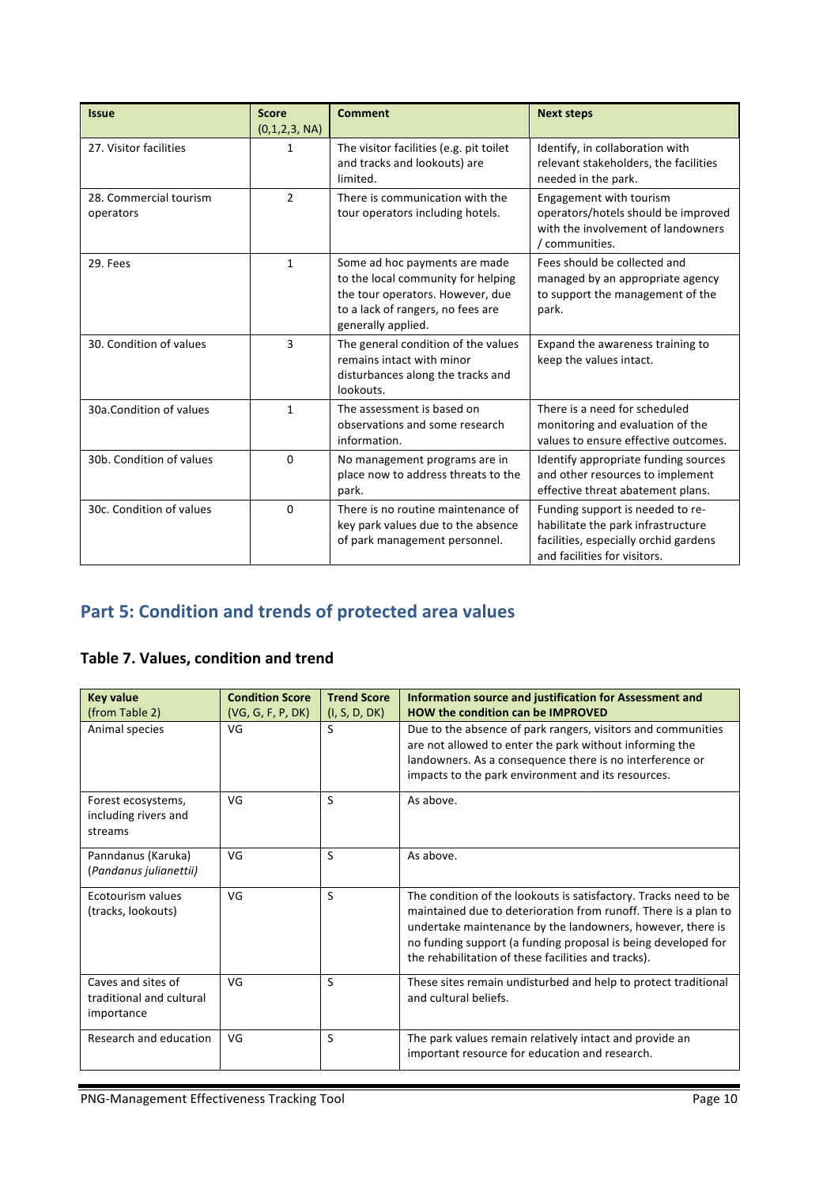| Issue | Score (0,1,2,3, NA) | Comment | Next steps |
|---|---|---|---|
| 27. Visitor facilities | 1 | The visitor facilities (e.g. pit toilet and tracks and lookouts) are limited. | Identify, in collaboration with relevant stakeholders, the facilities needed in the park. |
| 28. Commercial tourism operators | 2 | There is communication with the tour operators including hotels. | Engagement with tourism operators/hotels should be improved with the involvement of landowners / communities. |
| 29. Fees | 1 | Some ad hoc payments are made to the local community for helping the tour operators. However, due to a lack of rangers, no fees are generally applied. | Fees should be collected and managed by an appropriate agency to support the management of the park. |
| 30. Condition of values | 3 | The general condition of the values remains intact with minor disturbances along the tracks and lookouts. | Expand the awareness training to keep the values intact. |
| 30a.Condition of values | 1 | The assessment is based on observations and some research information. | There is a need for scheduled monitoring and evaluation of the values to ensure effective outcomes. |
| 30b. Condition of values | 0 | No management programs are in place now to address threats to the park. | Identify appropriate funding sources and other resources to implement effective threat abatement plans. |
| 30c. Condition of values | 0 | There is no routine maintenance of key park values due to the absence of park management personnel. | Funding support is needed to re-habilitate the park infrastructure facilities, especially orchid gardens and facilities for visitors. |

## Part 5: Condition and trends of protected area values

### Table 7. Values, condition and trend

| Key value (from Table 2) | Condition Score (VG, G, F, P, DK) | Trend Score (I, S, D, DK) | Information source and justification for Assessment and HOW the condition can be IMPROVED |
|---|---|---|---|
| Animal species | VG | S | Due to the absence of park rangers, visitors and communities are not allowed to enter the park without informing the landowners. As a consequence there is no interference or impacts to the park environment and its resources. |
| Forest ecosystems, including rivers and streams | VG | S | As above. |
| Panndanus (Karuka) (*Pandanus julianettii*) | VG | S | As above. |
| Ecotourism values (tracks, lookouts) | VG | S | The condition of the lookouts is satisfactory. Tracks need to be maintained due to deterioration from runoff. There is a plan to undertake maintenance by the landowners, however, there is no funding support (a funding proposal is being developed for the rehabilitation of these facilities and tracks). |
| Caves and sites of traditional and cultural importance | VG | S | These sites remain undisturbed and help to protect traditional and cultural beliefs. |
| Research and education | VG | S | The park values remain relatively intact and provide an important resource for education and research. |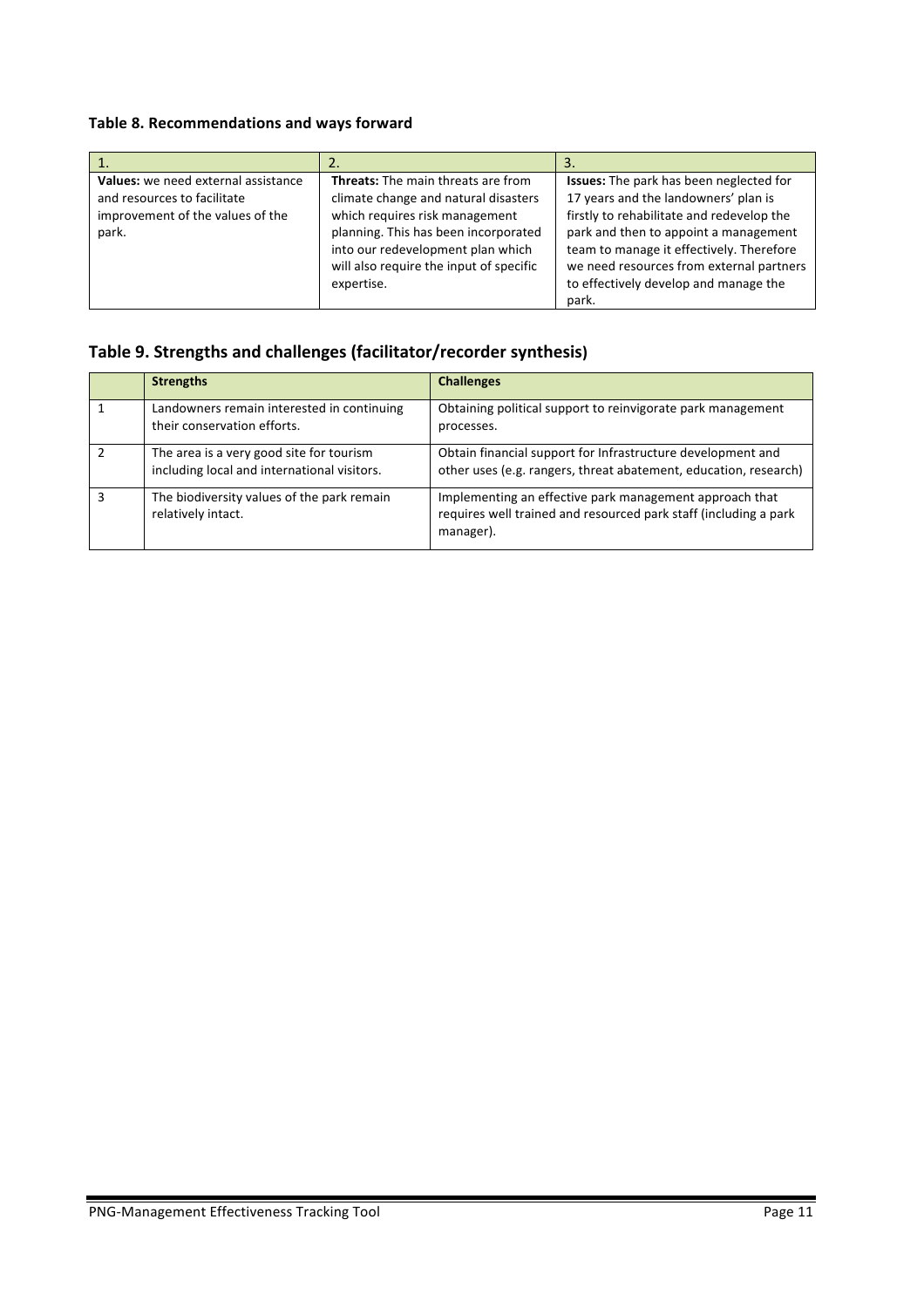### Table 8. Recommendations and ways forward

| 1. | 2. | 3. |
|---|---|---|
| **Values:** we need external assistance and resources to facilitate improvement of the values of the park. | **Threats:** The main threats are from climate change and natural disasters which requires risk management planning. This has been incorporated into our redevelopment plan which will also require the input of specific expertise. | **Issues:** The park has been neglected for 17 years and the landowners' plan is firstly to rehabilitate and redevelop the park and then to appoint a management team to manage it effectively. Therefore we need resources from external partners to effectively develop and manage the park. |

## Table 9. Strengths and challenges (facilitator/recorder synthesis)

| | **Strengths** | **Challenges** |
|---|---|---|
| 1 | Landowners remain interested in continuing their conservation efforts. | Obtaining political support to reinvigorate park management processes. |
| 2 | The area is a very good site for tourism including local and international visitors. | Obtain financial support for Infrastructure development and other uses (e.g. rangers, threat abatement, education, research) |
| 3 | The biodiversity values of the park remain relatively intact. | Implementing an effective park management approach that requires well trained and resourced park staff (including a park manager). |